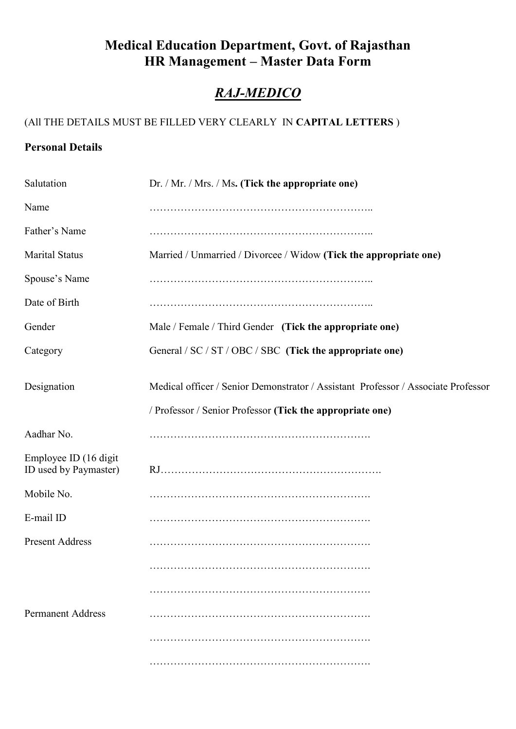# Medical Education Department, Govt. of Rajasthan
# HR Management – Master Data Form

## ***RAJ-MEDICO***

(All THE DETAILS MUST BE FILLED VERY CLEARLY IN **CAPITAL LETTERS** )

**Personal Details**

| | |
|---|---|
| Salutation | Dr. / Mr. / Mrs. / Ms**. (Tick the appropriate one)** |
| Name | ……………………………………………………….. |
| Father's Name | ……………………………………………………….. |
| Marital Status | Married / Unmarried / Divorcee / Widow **(Tick the appropriate one)** |
| Spouse's Name | ……………………………………………………….. |
| Date of Birth | ……………………………………………………….. |
| Gender | Male / Female / Third Gender **(Tick the appropriate one)** |
| Category | General / SC / ST / OBC / SBC **(Tick the appropriate one)** |
| Designation | Medical officer / Senior Demonstrator / Assistant Professor / Associate Professor / Professor / Senior Professor **(Tick the appropriate one)** |
| Aadhar No. | ………………………………………………………. |
| Employee ID (16 digit ID used by Paymaster) | RJ……………………………………………………. |
| Mobile No. | ………………………………………………………. |
| E-mail ID | ………………………………………………………. |
| Present Address | ………………………………………………………. |
| | ………………………………………………………. |
| | ………………………………………………………. |
| Permanent Address | ………………………………………………………. |
| | ………………………………………………………. |
| | ………………………………………………………. |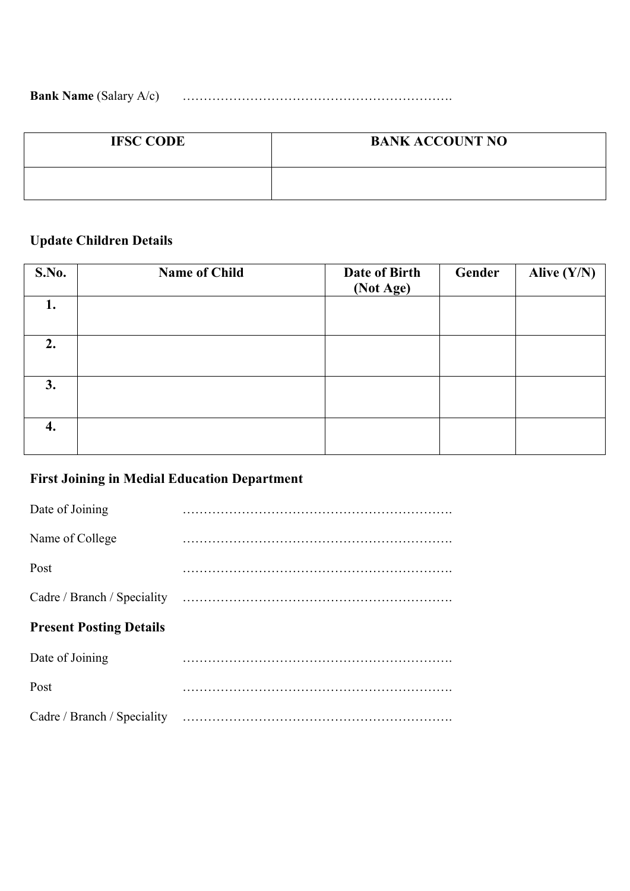**Bank Name** (Salary A/c) ……………………………………………………….

| IFSC CODE | BANK ACCOUNT NO |
|---|---|
| | |

**Update Children Details**

| S.No. | Name of Child | Date of Birth (Not Age) | Gender | Alive (Y/N) |
|---|---|---|---|---|
| **1.** | | | | |
| **2.** | | | | |
| **3.** | | | | |
| **4.** | | | | |

**First Joining in Medial Education Department**

Date of Joining ……………………………………………………….

Name of College ……………………………………………………….

Post ……………………………………………………….

Cadre / Branch / Speciality ……………………………………………………….

**Present Posting Details**

Date of Joining ……………………………………………………….

Post ……………………………………………………….

Cadre / Branch / Speciality ……………………………………………………….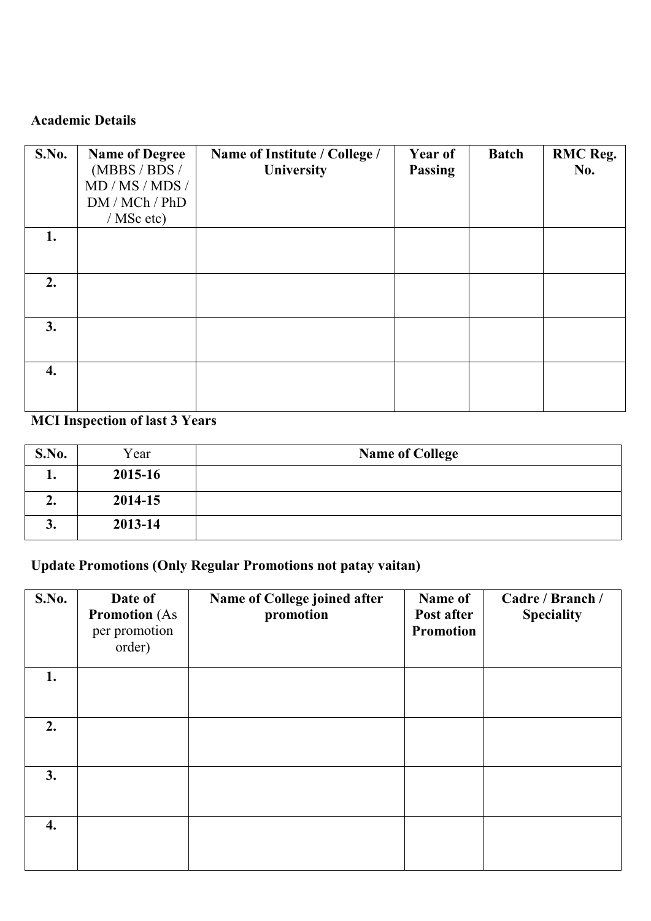**Academic Details**

| S.No. | Name of Degree (MBBS / BDS / MD / MS / MDS / DM / MCh / PhD / MSc etc) | Name of Institute / College / University | Year of Passing | Batch | RMC Reg. No. |
|---|---|---|---|---|---|
| 1. | | | | | |
| 2. | | | | | |
| 3. | | | | | |
| 4. | | | | | |

**MCI Inspection of last 3 Years**

| S.No. | Year | Name of College |
|---|---|---|
| 1. | 2015-16 | |
| 2. | 2014-15 | |
| 3. | 2013-14 | |

**Update Promotions (Only Regular Promotions not patay vaitan)**

| S.No. | Date of Promotion (As per promotion order) | Name of College joined after promotion | Name of Post after Promotion | Cadre / Branch / Speciality |
|---|---|---|---|---|
| 1. | | | | |
| 2. | | | | |
| 3. | | | | |
| 4. | | | | |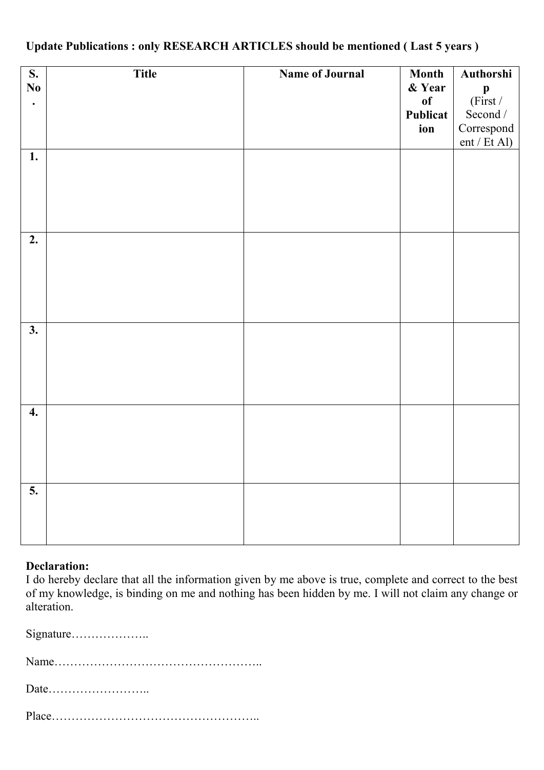**Update Publications : only RESEARCH ARTICLES should be mentioned ( Last 5 years )**

| S. No. | Title | Name of Journal | Month & Year of Publication | Authorship (First / Second / Correspondent / Et Al) |
|---|---|---|---|---|
| 1. | | | | |
| 2. | | | | |
| 3. | | | | |
| 4. | | | | |
| 5. | | | | |

**Declaration:**

I do hereby declare that all the information given by me above is true, complete and correct to the best of my knowledge, is binding on me and nothing has been hidden by me. I will not claim any change or alteration.

Signature………………..

Name……………………………………………..

Date……………………..

Place……………………………………………..